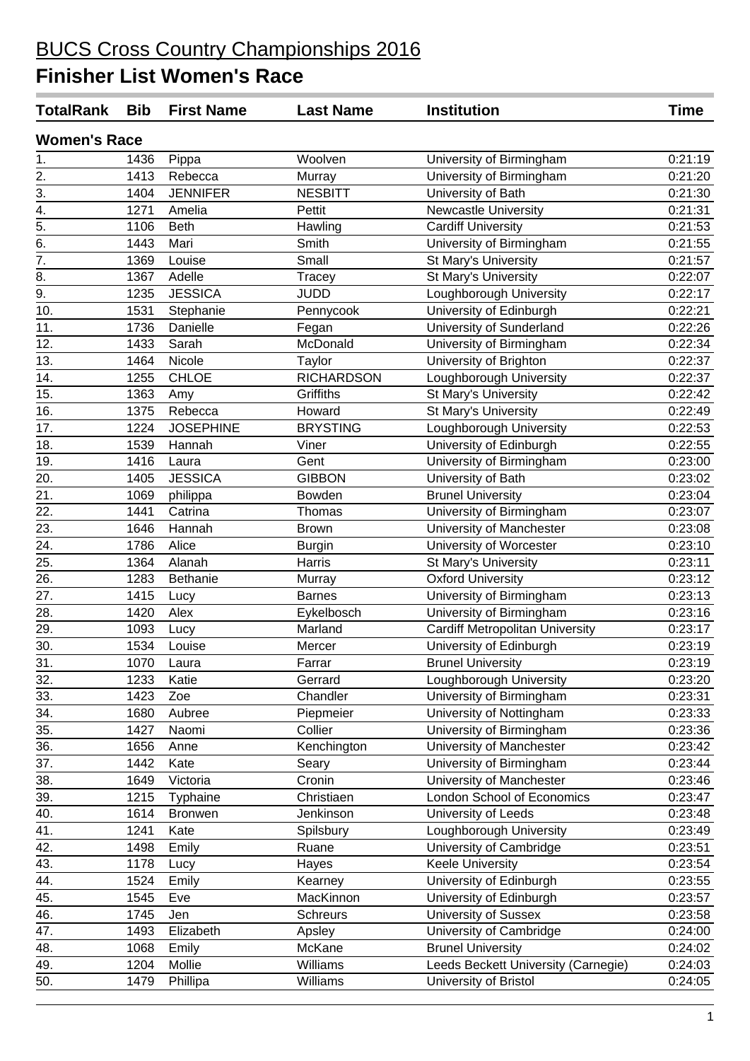# BUCS Cross Country Championships 2016

# Finisher List Women's Race

| TotalRank | Bib | First Name | Last Name | Institution | Time |
|---|---|---|---|---|---|
| **Women's Race** | | | | | |
| 1. | 1436 | Pippa | Woolven | University of Birmingham | 0:21:19 |
| 2. | 1413 | Rebecca | Murray | University of Birmingham | 0:21:20 |
| 3. | 1404 | JENNIFER | NESBITT | University of Bath | 0:21:30 |
| 4. | 1271 | Amelia | Pettit | Newcastle University | 0:21:31 |
| 5. | 1106 | Beth | Hawling | Cardiff University | 0:21:53 |
| 6. | 1443 | Mari | Smith | University of Birmingham | 0:21:55 |
| 7. | 1369 | Louise | Small | St Mary's University | 0:21:57 |
| 8. | 1367 | Adelle | Tracey | St Mary's University | 0:22:07 |
| 9. | 1235 | JESSICA | JUDD | Loughborough University | 0:22:17 |
| 10. | 1531 | Stephanie | Pennycook | University of Edinburgh | 0:22:21 |
| 11. | 1736 | Danielle | Fegan | University of Sunderland | 0:22:26 |
| 12. | 1433 | Sarah | McDonald | University of Birmingham | 0:22:34 |
| 13. | 1464 | Nicole | Taylor | University of Brighton | 0:22:37 |
| 14. | 1255 | CHLOE | RICHARDSON | Loughborough University | 0:22:37 |
| 15. | 1363 | Amy | Griffiths | St Mary's University | 0:22:42 |
| 16. | 1375 | Rebecca | Howard | St Mary's University | 0:22:49 |
| 17. | 1224 | JOSEPHINE | BRYSTING | Loughborough University | 0:22:53 |
| 18. | 1539 | Hannah | Viner | University of Edinburgh | 0:22:55 |
| 19. | 1416 | Laura | Gent | University of Birmingham | 0:23:00 |
| 20. | 1405 | JESSICA | GIBBON | University of Bath | 0:23:02 |
| 21. | 1069 | philippa | Bowden | Brunel University | 0:23:04 |
| 22. | 1441 | Catrina | Thomas | University of Birmingham | 0:23:07 |
| 23. | 1646 | Hannah | Brown | University of Manchester | 0:23:08 |
| 24. | 1786 | Alice | Burgin | University of Worcester | 0:23:10 |
| 25. | 1364 | Alanah | Harris | St Mary's University | 0:23:11 |
| 26. | 1283 | Bethanie | Murray | Oxford University | 0:23:12 |
| 27. | 1415 | Lucy | Barnes | University of Birmingham | 0:23:13 |
| 28. | 1420 | Alex | Eykelbosch | University of Birmingham | 0:23:16 |
| 29. | 1093 | Lucy | Marland | Cardiff Metropolitan University | 0:23:17 |
| 30. | 1534 | Louise | Mercer | University of Edinburgh | 0:23:19 |
| 31. | 1070 | Laura | Farrar | Brunel University | 0:23:19 |
| 32. | 1233 | Katie | Gerrard | Loughborough University | 0:23:20 |
| 33. | 1423 | Zoe | Chandler | University of Birmingham | 0:23:31 |
| 34. | 1680 | Aubree | Piepmeier | University of Nottingham | 0:23:33 |
| 35. | 1427 | Naomi | Collier | University of Birmingham | 0:23:36 |
| 36. | 1656 | Anne | Kenchington | University of Manchester | 0:23:42 |
| 37. | 1442 | Kate | Seary | University of Birmingham | 0:23:44 |
| 38. | 1649 | Victoria | Cronin | University of Manchester | 0:23:46 |
| 39. | 1215 | Typhaine | Christiaen | London School of Economics | 0:23:47 |
| 40. | 1614 | Bronwen | Jenkinson | University of Leeds | 0:23:48 |
| 41. | 1241 | Kate | Spilsbury | Loughborough University | 0:23:49 |
| 42. | 1498 | Emily | Ruane | University of Cambridge | 0:23:51 |
| 43. | 1178 | Lucy | Hayes | Keele University | 0:23:54 |
| 44. | 1524 | Emily | Kearney | University of Edinburgh | 0:23:55 |
| 45. | 1545 | Eve | MacKinnon | University of Edinburgh | 0:23:57 |
| 46. | 1745 | Jen | Schreurs | University of Sussex | 0:23:58 |
| 47. | 1493 | Elizabeth | Apsley | University of Cambridge | 0:24:00 |
| 48. | 1068 | Emily | McKane | Brunel University | 0:24:02 |
| 49. | 1204 | Mollie | Williams | Leeds Beckett University (Carnegie) | 0:24:03 |
| 50. | 1479 | Phillipa | Williams | University of Bristol | 0:24:05 |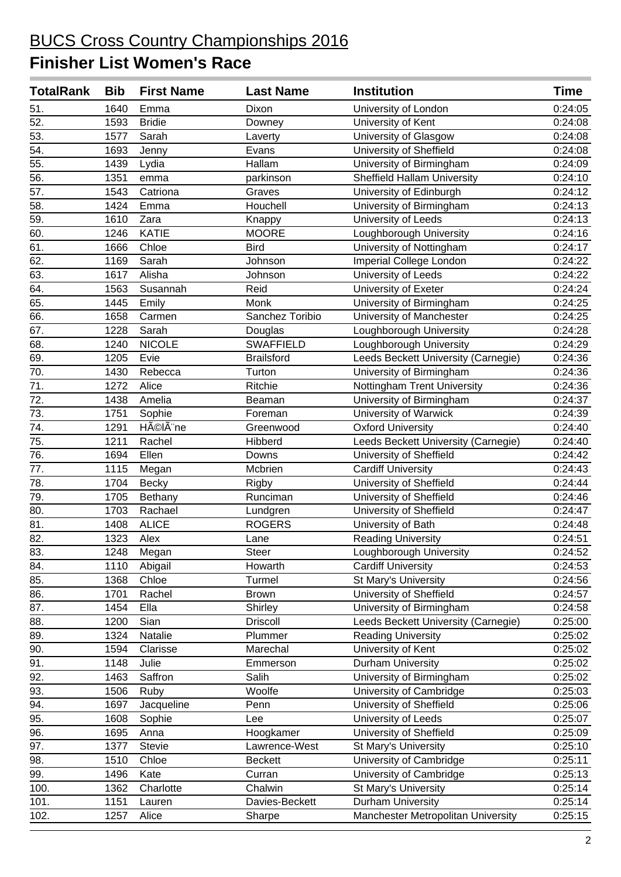# BUCS Cross Country Championships 2016

## Finisher List Women's Race

| TotalRank | Bib | First Name | Last Name | Institution | Time |
|---|---|---|---|---|---|
| 51. | 1640 | Emma | Dixon | University of London | 0:24:05 |
| 52. | 1593 | Bridie | Downey | University of Kent | 0:24:08 |
| 53. | 1577 | Sarah | Laverty | University of Glasgow | 0:24:08 |
| 54. | 1693 | Jenny | Evans | University of Sheffield | 0:24:08 |
| 55. | 1439 | Lydia | Hallam | University of Birmingham | 0:24:09 |
| 56. | 1351 | emma | parkinson | Sheffield Hallam University | 0:24:10 |
| 57. | 1543 | Catriona | Graves | University of Edinburgh | 0:24:12 |
| 58. | 1424 | Emma | Houchell | University of Birmingham | 0:24:13 |
| 59. | 1610 | Zara | Knappy | University of Leeds | 0:24:13 |
| 60. | 1246 | KATIE | MOORE | Loughborough University | 0:24:16 |
| 61. | 1666 | Chloe | Bird | University of Nottingham | 0:24:17 |
| 62. | 1169 | Sarah | Johnson | Imperial College London | 0:24:22 |
| 63. | 1617 | Alisha | Johnson | University of Leeds | 0:24:22 |
| 64. | 1563 | Susannah | Reid | University of Exeter | 0:24:24 |
| 65. | 1445 | Emily | Monk | University of Birmingham | 0:24:25 |
| 66. | 1658 | Carmen | Sanchez Toribio | University of Manchester | 0:24:25 |
| 67. | 1228 | Sarah | Douglas | Loughborough University | 0:24:28 |
| 68. | 1240 | NICOLE | SWAFFIELD | Loughborough University | 0:24:29 |
| 69. | 1205 | Evie | Brailsford | Leeds Beckett University (Carnegie) | 0:24:36 |
| 70. | 1430 | Rebecca | Turton | University of Birmingham | 0:24:36 |
| 71. | 1272 | Alice | Ritchie | Nottingham Trent University | 0:24:36 |
| 72. | 1438 | Amelia | Beaman | University of Birmingham | 0:24:37 |
| 73. | 1751 | Sophie | Foreman | University of Warwick | 0:24:39 |
| 74. | 1291 | HÃ©lÃ¨ne | Greenwood | Oxford University | 0:24:40 |
| 75. | 1211 | Rachel | Hibberd | Leeds Beckett University (Carnegie) | 0:24:40 |
| 76. | 1694 | Ellen | Downs | University of Sheffield | 0:24:42 |
| 77. | 1115 | Megan | Mcbrien | Cardiff University | 0:24:43 |
| 78. | 1704 | Becky | Rigby | University of Sheffield | 0:24:44 |
| 79. | 1705 | Bethany | Runciman | University of Sheffield | 0:24:46 |
| 80. | 1703 | Rachael | Lundgren | University of Sheffield | 0:24:47 |
| 81. | 1408 | ALICE | ROGERS | University of Bath | 0:24:48 |
| 82. | 1323 | Alex | Lane | Reading University | 0:24:51 |
| 83. | 1248 | Megan | Steer | Loughborough University | 0:24:52 |
| 84. | 1110 | Abigail | Howarth | Cardiff University | 0:24:53 |
| 85. | 1368 | Chloe | Turmel | St Mary's University | 0:24:56 |
| 86. | 1701 | Rachel | Brown | University of Sheffield | 0:24:57 |
| 87. | 1454 | Ella | Shirley | University of Birmingham | 0:24:58 |
| 88. | 1200 | Sian | Driscoll | Leeds Beckett University (Carnegie) | 0:25:00 |
| 89. | 1324 | Natalie | Plummer | Reading University | 0:25:02 |
| 90. | 1594 | Clarisse | Marechal | University of Kent | 0:25:02 |
| 91. | 1148 | Julie | Emmerson | Durham University | 0:25:02 |
| 92. | 1463 | Saffron | Salih | University of Birmingham | 0:25:02 |
| 93. | 1506 | Ruby | Woolfe | University of Cambridge | 0:25:03 |
| 94. | 1697 | Jacqueline | Penn | University of Sheffield | 0:25:06 |
| 95. | 1608 | Sophie | Lee | University of Leeds | 0:25:07 |
| 96. | 1695 | Anna | Hoogkamer | University of Sheffield | 0:25:09 |
| 97. | 1377 | Stevie | Lawrence-West | St Mary's University | 0:25:10 |
| 98. | 1510 | Chloe | Beckett | University of Cambridge | 0:25:11 |
| 99. | 1496 | Kate | Curran | University of Cambridge | 0:25:13 |
| 100. | 1362 | Charlotte | Chalwin | St Mary's University | 0:25:14 |
| 101. | 1151 | Lauren | Davies-Beckett | Durham University | 0:25:14 |
| 102. | 1257 | Alice | Sharpe | Manchester Metropolitan University | 0:25:15 |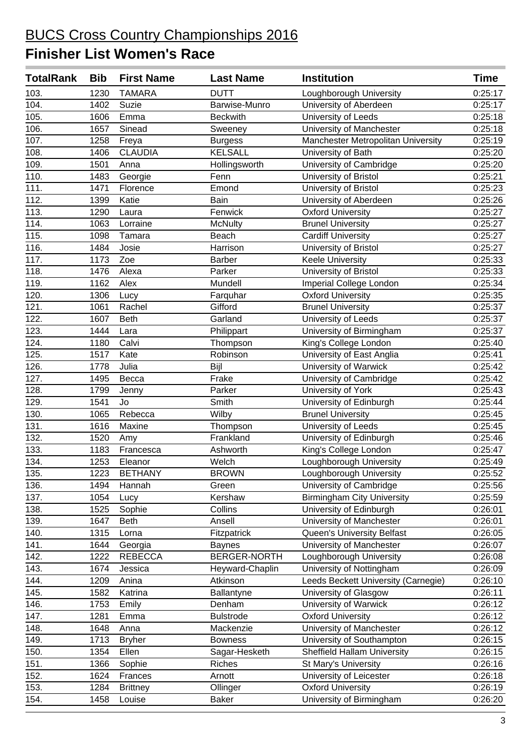# BUCS Cross Country Championships 2016

## Finisher List Women's Race

| TotalRank | Bib | First Name | Last Name | Institution | Time |
|---|---|---|---|---|---|
| 103. | 1230 | TAMARA | DUTT | Loughborough University | 0:25:17 |
| 104. | 1402 | Suzie | Barwise-Munro | University of Aberdeen | 0:25:17 |
| 105. | 1606 | Emma | Beckwith | University of Leeds | 0:25:18 |
| 106. | 1657 | Sinead | Sweeney | University of Manchester | 0:25:18 |
| 107. | 1258 | Freya | Burgess | Manchester Metropolitan University | 0:25:19 |
| 108. | 1406 | CLAUDIA | KELSALL | University of Bath | 0:25:20 |
| 109. | 1501 | Anna | Hollingsworth | University of Cambridge | 0:25:20 |
| 110. | 1483 | Georgie | Fenn | University of Bristol | 0:25:21 |
| 111. | 1471 | Florence | Emond | University of Bristol | 0:25:23 |
| 112. | 1399 | Katie | Bain | University of Aberdeen | 0:25:26 |
| 113. | 1290 | Laura | Fenwick | Oxford University | 0:25:27 |
| 114. | 1063 | Lorraine | McNulty | Brunel University | 0:25:27 |
| 115. | 1098 | Tamara | Beach | Cardiff University | 0:25:27 |
| 116. | 1484 | Josie | Harrison | University of Bristol | 0:25:27 |
| 117. | 1173 | Zoe | Barber | Keele University | 0:25:33 |
| 118. | 1476 | Alexa | Parker | University of Bristol | 0:25:33 |
| 119. | 1162 | Alex | Mundell | Imperial College London | 0:25:34 |
| 120. | 1306 | Lucy | Farquhar | Oxford University | 0:25:35 |
| 121. | 1061 | Rachel | Gifford | Brunel University | 0:25:37 |
| 122. | 1607 | Beth | Garland | University of Leeds | 0:25:37 |
| 123. | 1444 | Lara | Philippart | University of Birmingham | 0:25:37 |
| 124. | 1180 | Calvi | Thompson | King's College London | 0:25:40 |
| 125. | 1517 | Kate | Robinson | University of East Anglia | 0:25:41 |
| 126. | 1778 | Julia | Bijl | University of Warwick | 0:25:42 |
| 127. | 1495 | Becca | Frake | University of Cambridge | 0:25:42 |
| 128. | 1799 | Jenny | Parker | University of York | 0:25:43 |
| 129. | 1541 | Jo | Smith | University of Edinburgh | 0:25:44 |
| 130. | 1065 | Rebecca | Wilby | Brunel University | 0:25:45 |
| 131. | 1616 | Maxine | Thompson | University of Leeds | 0:25:45 |
| 132. | 1520 | Amy | Frankland | University of Edinburgh | 0:25:46 |
| 133. | 1183 | Francesca | Ashworth | King's College London | 0:25:47 |
| 134. | 1253 | Eleanor | Welch | Loughborough University | 0:25:49 |
| 135. | 1223 | BETHANY | BROWN | Loughborough University | 0:25:52 |
| 136. | 1494 | Hannah | Green | University of Cambridge | 0:25:56 |
| 137. | 1054 | Lucy | Kershaw | Birmingham City University | 0:25:59 |
| 138. | 1525 | Sophie | Collins | University of Edinburgh | 0:26:01 |
| 139. | 1647 | Beth | Ansell | University of Manchester | 0:26:01 |
| 140. | 1315 | Lorna | Fitzpatrick | Queen's University Belfast | 0:26:05 |
| 141. | 1644 | Georgia | Baynes | University of Manchester | 0:26:07 |
| 142. | 1222 | REBECCA | BERGER-NORTH | Loughborough University | 0:26:08 |
| 143. | 1674 | Jessica | Heyward-Chaplin | University of Nottingham | 0:26:09 |
| 144. | 1209 | Anina | Atkinson | Leeds Beckett University (Carnegie) | 0:26:10 |
| 145. | 1582 | Katrina | Ballantyne | University of Glasgow | 0:26:11 |
| 146. | 1753 | Emily | Denham | University of Warwick | 0:26:12 |
| 147. | 1281 | Emma | Bulstrode | Oxford University | 0:26:12 |
| 148. | 1648 | Anna | Mackenzie | University of Manchester | 0:26:12 |
| 149. | 1713 | Bryher | Bowness | University of Southampton | 0:26:15 |
| 150. | 1354 | Ellen | Sagar-Hesketh | Sheffield Hallam University | 0:26:15 |
| 151. | 1366 | Sophie | Riches | St Mary's University | 0:26:16 |
| 152. | 1624 | Frances | Arnott | University of Leicester | 0:26:18 |
| 153. | 1284 | Brittney | Ollinger | Oxford University | 0:26:19 |
| 154. | 1458 | Louise | Baker | University of Birmingham | 0:26:20 |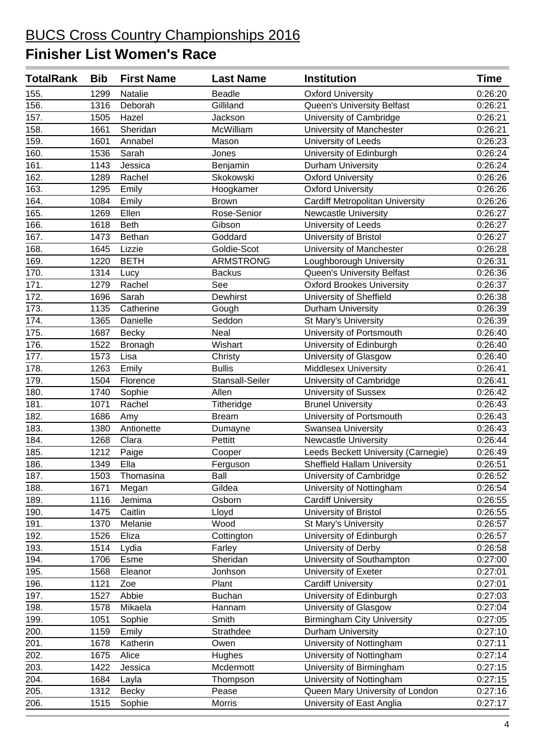# BUCS Cross Country Championships 2016

## Finisher List Women's Race

| TotalRank | Bib | First Name | Last Name | Institution | Time |
|---|---|---|---|---|---|
| 155. | 1299 | Natalie | Beadle | Oxford University | 0:26:20 |
| 156. | 1316 | Deborah | Gilliland | Queen's University Belfast | 0:26:21 |
| 157. | 1505 | Hazel | Jackson | University of Cambridge | 0:26:21 |
| 158. | 1661 | Sheridan | McWilliam | University of Manchester | 0:26:21 |
| 159. | 1601 | Annabel | Mason | University of Leeds | 0:26:23 |
| 160. | 1536 | Sarah | Jones | University of Edinburgh | 0:26:24 |
| 161. | 1143 | Jessica | Benjamin | Durham University | 0:26:24 |
| 162. | 1289 | Rachel | Skokowski | Oxford University | 0:26:26 |
| 163. | 1295 | Emily | Hoogkamer | Oxford University | 0:26:26 |
| 164. | 1084 | Emily | Brown | Cardiff Metropolitan University | 0:26:26 |
| 165. | 1269 | Ellen | Rose-Senior | Newcastle University | 0:26:27 |
| 166. | 1618 | Beth | Gibson | University of Leeds | 0:26:27 |
| 167. | 1473 | Bethan | Goddard | University of Bristol | 0:26:27 |
| 168. | 1645 | Lizzie | Goldie-Scot | University of Manchester | 0:26:28 |
| 169. | 1220 | BETH | ARMSTRONG | Loughborough University | 0:26:31 |
| 170. | 1314 | Lucy | Backus | Queen's University Belfast | 0:26:36 |
| 171. | 1279 | Rachel | See | Oxford Brookes University | 0:26:37 |
| 172. | 1696 | Sarah | Dewhirst | University of Sheffield | 0:26:38 |
| 173. | 1135 | Catherine | Gough | Durham University | 0:26:39 |
| 174. | 1365 | Danielle | Seddon | St Mary's University | 0:26:39 |
| 175. | 1687 | Becky | Neal | University of Portsmouth | 0:26:40 |
| 176. | 1522 | Bronagh | Wishart | University of Edinburgh | 0:26:40 |
| 177. | 1573 | Lisa | Christy | University of Glasgow | 0:26:40 |
| 178. | 1263 | Emily | Bullis | Middlesex University | 0:26:41 |
| 179. | 1504 | Florence | Stansall-Seiler | University of Cambridge | 0:26:41 |
| 180. | 1740 | Sophie | Allen | University of Sussex | 0:26:42 |
| 181. | 1071 | Rachel | Titheridge | Brunel University | 0:26:43 |
| 182. | 1686 | Amy | Bream | University of Portsmouth | 0:26:43 |
| 183. | 1380 | Antionette | Dumayne | Swansea University | 0:26:43 |
| 184. | 1268 | Clara | Pettitt | Newcastle University | 0:26:44 |
| 185. | 1212 | Paige | Cooper | Leeds Beckett University (Carnegie) | 0:26:49 |
| 186. | 1349 | Ella | Ferguson | Sheffield Hallam University | 0:26:51 |
| 187. | 1503 | Thomasina | Ball | University of Cambridge | 0:26:52 |
| 188. | 1671 | Megan | Gildea | University of Nottingham | 0:26:54 |
| 189. | 1116 | Jemima | Osborn | Cardiff University | 0:26:55 |
| 190. | 1475 | Caitlin | Lloyd | University of Bristol | 0:26:55 |
| 191. | 1370 | Melanie | Wood | St Mary's University | 0:26:57 |
| 192. | 1526 | Eliza | Cottington | University of Edinburgh | 0:26:57 |
| 193. | 1514 | Lydia | Farley | University of Derby | 0:26:58 |
| 194. | 1706 | Esme | Sheridan | University of Southampton | 0:27:00 |
| 195. | 1568 | Eleanor | Jonhson | University of Exeter | 0:27:01 |
| 196. | 1121 | Zoe | Plant | Cardiff University | 0:27:01 |
| 197. | 1527 | Abbie | Buchan | University of Edinburgh | 0:27:03 |
| 198. | 1578 | Mikaela | Hannam | University of Glasgow | 0:27:04 |
| 199. | 1051 | Sophie | Smith | Birmingham City University | 0:27:05 |
| 200. | 1159 | Emily | Strathdee | Durham University | 0:27:10 |
| 201. | 1678 | Katherin | Owen | University of Nottingham | 0:27:11 |
| 202. | 1675 | Alice | Hughes | University of Nottingham | 0:27:14 |
| 203. | 1422 | Jessica | Mcdermott | University of Birmingham | 0:27:15 |
| 204. | 1684 | Layla | Thompson | University of Nottingham | 0:27:15 |
| 205. | 1312 | Becky | Pease | Queen Mary University of London | 0:27:16 |
| 206. | 1515 | Sophie | Morris | University of East Anglia | 0:27:17 |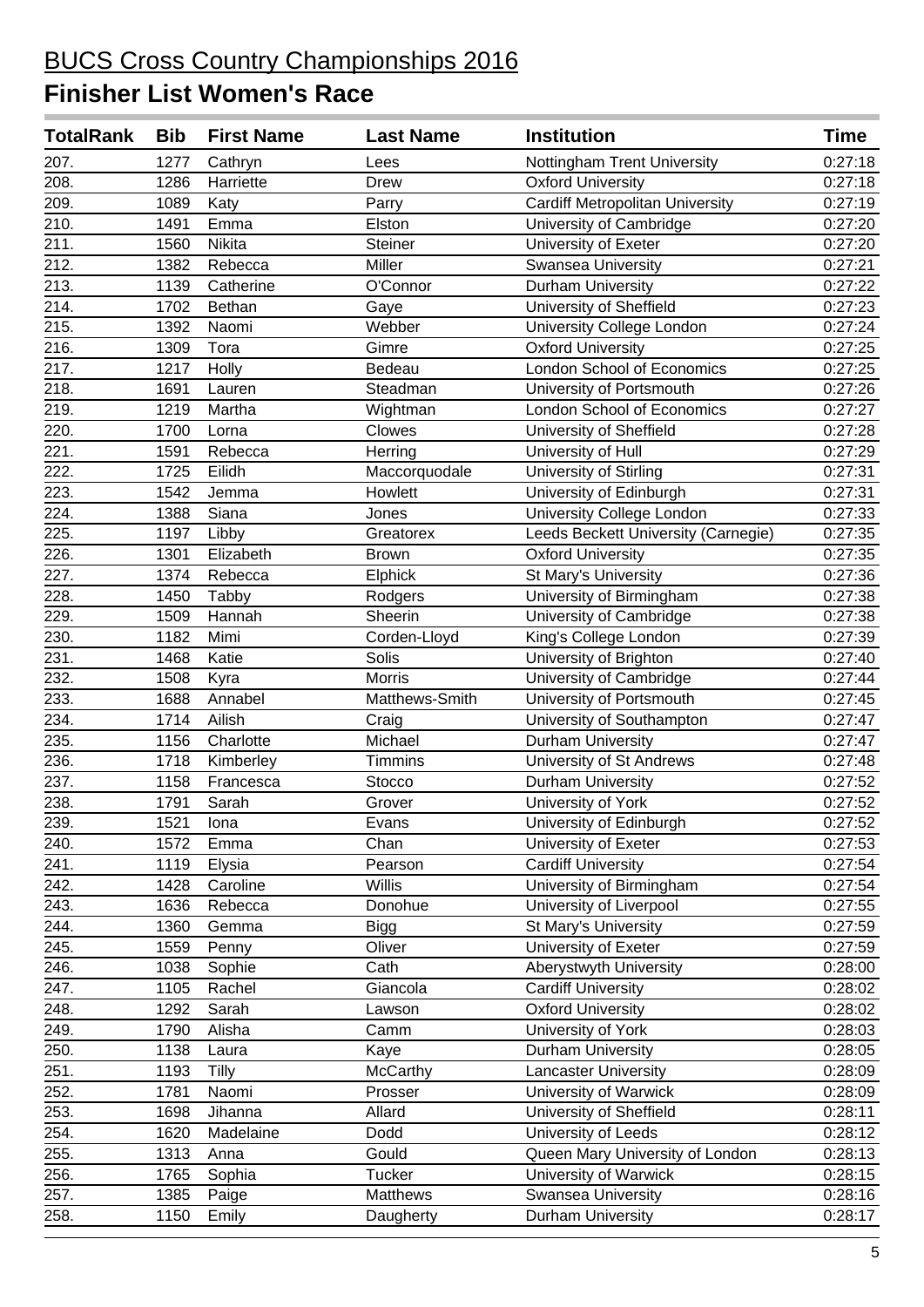# BUCS Cross Country Championships 2016

## Finisher List Women's Race

| TotalRank | Bib | First Name | Last Name | Institution | Time |
|---|---|---|---|---|---|
| 207. | 1277 | Cathryn | Lees | Nottingham Trent University | 0:27:18 |
| 208. | 1286 | Harriette | Drew | Oxford University | 0:27:18 |
| 209. | 1089 | Katy | Parry | Cardiff Metropolitan University | 0:27:19 |
| 210. | 1491 | Emma | Elston | University of Cambridge | 0:27:20 |
| 211. | 1560 | Nikita | Steiner | University of Exeter | 0:27:20 |
| 212. | 1382 | Rebecca | Miller | Swansea University | 0:27:21 |
| 213. | 1139 | Catherine | O'Connor | Durham University | 0:27:22 |
| 214. | 1702 | Bethan | Gaye | University of Sheffield | 0:27:23 |
| 215. | 1392 | Naomi | Webber | University College London | 0:27:24 |
| 216. | 1309 | Tora | Gimre | Oxford University | 0:27:25 |
| 217. | 1217 | Holly | Bedeau | London School of Economics | 0:27:25 |
| 218. | 1691 | Lauren | Steadman | University of Portsmouth | 0:27:26 |
| 219. | 1219 | Martha | Wightman | London School of Economics | 0:27:27 |
| 220. | 1700 | Lorna | Clowes | University of Sheffield | 0:27:28 |
| 221. | 1591 | Rebecca | Herring | University of Hull | 0:27:29 |
| 222. | 1725 | Eilidh | Maccorquodale | University of Stirling | 0:27:31 |
| 223. | 1542 | Jemma | Howlett | University of Edinburgh | 0:27:31 |
| 224. | 1388 | Siana | Jones | University College London | 0:27:33 |
| 225. | 1197 | Libby | Greatorex | Leeds Beckett University (Carnegie) | 0:27:35 |
| 226. | 1301 | Elizabeth | Brown | Oxford University | 0:27:35 |
| 227. | 1374 | Rebecca | Elphick | St Mary's University | 0:27:36 |
| 228. | 1450 | Tabby | Rodgers | University of Birmingham | 0:27:38 |
| 229. | 1509 | Hannah | Sheerin | University of Cambridge | 0:27:38 |
| 230. | 1182 | Mimi | Corden-Lloyd | King's College London | 0:27:39 |
| 231. | 1468 | Katie | Solis | University of Brighton | 0:27:40 |
| 232. | 1508 | Kyra | Morris | University of Cambridge | 0:27:44 |
| 233. | 1688 | Annabel | Matthews-Smith | University of Portsmouth | 0:27:45 |
| 234. | 1714 | Ailish | Craig | University of Southampton | 0:27:47 |
| 235. | 1156 | Charlotte | Michael | Durham University | 0:27:47 |
| 236. | 1718 | Kimberley | Timmins | University of St Andrews | 0:27:48 |
| 237. | 1158 | Francesca | Stocco | Durham University | 0:27:52 |
| 238. | 1791 | Sarah | Grover | University of York | 0:27:52 |
| 239. | 1521 | Iona | Evans | University of Edinburgh | 0:27:52 |
| 240. | 1572 | Emma | Chan | University of Exeter | 0:27:53 |
| 241. | 1119 | Elysia | Pearson | Cardiff University | 0:27:54 |
| 242. | 1428 | Caroline | Willis | University of Birmingham | 0:27:54 |
| 243. | 1636 | Rebecca | Donohue | University of Liverpool | 0:27:55 |
| 244. | 1360 | Gemma | Bigg | St Mary's University | 0:27:59 |
| 245. | 1559 | Penny | Oliver | University of Exeter | 0:27:59 |
| 246. | 1038 | Sophie | Cath | Aberystwyth University | 0:28:00 |
| 247. | 1105 | Rachel | Giancola | Cardiff University | 0:28:02 |
| 248. | 1292 | Sarah | Lawson | Oxford University | 0:28:02 |
| 249. | 1790 | Alisha | Camm | University of York | 0:28:03 |
| 250. | 1138 | Laura | Kaye | Durham University | 0:28:05 |
| 251. | 1193 | Tilly | McCarthy | Lancaster University | 0:28:09 |
| 252. | 1781 | Naomi | Prosser | University of Warwick | 0:28:09 |
| 253. | 1698 | Jihanna | Allard | University of Sheffield | 0:28:11 |
| 254. | 1620 | Madelaine | Dodd | University of Leeds | 0:28:12 |
| 255. | 1313 | Anna | Gould | Queen Mary University of London | 0:28:13 |
| 256. | 1765 | Sophia | Tucker | University of Warwick | 0:28:15 |
| 257. | 1385 | Paige | Matthews | Swansea University | 0:28:16 |
| 258. | 1150 | Emily | Daugherty | Durham University | 0:28:17 |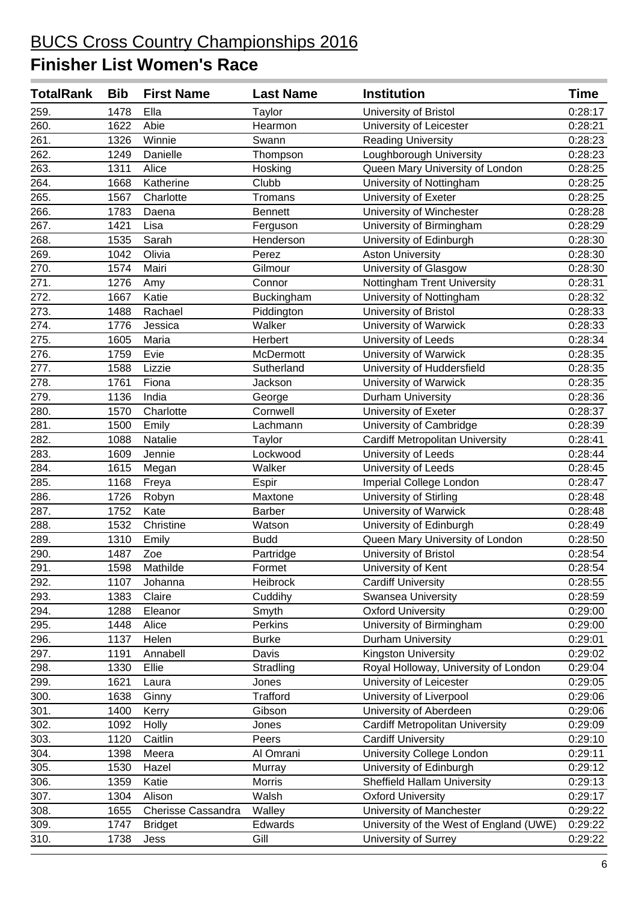# BUCS Cross Country Championships 2016

## Finisher List Women's Race

| TotalRank | Bib | First Name | Last Name | Institution | Time |
|---|---|---|---|---|---|
| 259. | 1478 | Ella | Taylor | University of Bristol | 0:28:17 |
| 260. | 1622 | Abie | Hearmon | University of Leicester | 0:28:21 |
| 261. | 1326 | Winnie | Swann | Reading University | 0:28:23 |
| 262. | 1249 | Danielle | Thompson | Loughborough University | 0:28:23 |
| 263. | 1311 | Alice | Hosking | Queen Mary University of London | 0:28:25 |
| 264. | 1668 | Katherine | Clubb | University of Nottingham | 0:28:25 |
| 265. | 1567 | Charlotte | Tromans | University of Exeter | 0:28:25 |
| 266. | 1783 | Daena | Bennett | University of Winchester | 0:28:28 |
| 267. | 1421 | Lisa | Ferguson | University of Birmingham | 0:28:29 |
| 268. | 1535 | Sarah | Henderson | University of Edinburgh | 0:28:30 |
| 269. | 1042 | Olivia | Perez | Aston University | 0:28:30 |
| 270. | 1574 | Mairi | Gilmour | University of Glasgow | 0:28:30 |
| 271. | 1276 | Amy | Connor | Nottingham Trent University | 0:28:31 |
| 272. | 1667 | Katie | Buckingham | University of Nottingham | 0:28:32 |
| 273. | 1488 | Rachael | Piddington | University of Bristol | 0:28:33 |
| 274. | 1776 | Jessica | Walker | University of Warwick | 0:28:33 |
| 275. | 1605 | Maria | Herbert | University of Leeds | 0:28:34 |
| 276. | 1759 | Evie | McDermott | University of Warwick | 0:28:35 |
| 277. | 1588 | Lizzie | Sutherland | University of Huddersfield | 0:28:35 |
| 278. | 1761 | Fiona | Jackson | University of Warwick | 0:28:35 |
| 279. | 1136 | India | George | Durham University | 0:28:36 |
| 280. | 1570 | Charlotte | Cornwell | University of Exeter | 0:28:37 |
| 281. | 1500 | Emily | Lachmann | University of Cambridge | 0:28:39 |
| 282. | 1088 | Natalie | Taylor | Cardiff Metropolitan University | 0:28:41 |
| 283. | 1609 | Jennie | Lockwood | University of Leeds | 0:28:44 |
| 284. | 1615 | Megan | Walker | University of Leeds | 0:28:45 |
| 285. | 1168 | Freya | Espir | Imperial College London | 0:28:47 |
| 286. | 1726 | Robyn | Maxtone | University of Stirling | 0:28:48 |
| 287. | 1752 | Kate | Barber | University of Warwick | 0:28:48 |
| 288. | 1532 | Christine | Watson | University of Edinburgh | 0:28:49 |
| 289. | 1310 | Emily | Budd | Queen Mary University of London | 0:28:50 |
| 290. | 1487 | Zoe | Partridge | University of Bristol | 0:28:54 |
| 291. | 1598 | Mathilde | Formet | University of Kent | 0:28:54 |
| 292. | 1107 | Johanna | Heibrock | Cardiff University | 0:28:55 |
| 293. | 1383 | Claire | Cuddihy | Swansea University | 0:28:59 |
| 294. | 1288 | Eleanor | Smyth | Oxford University | 0:29:00 |
| 295. | 1448 | Alice | Perkins | University of Birmingham | 0:29:00 |
| 296. | 1137 | Helen | Burke | Durham University | 0:29:01 |
| 297. | 1191 | Annabell | Davis | Kingston University | 0:29:02 |
| 298. | 1330 | Ellie | Stradling | Royal Holloway, University of London | 0:29:04 |
| 299. | 1621 | Laura | Jones | University of Leicester | 0:29:05 |
| 300. | 1638 | Ginny | Trafford | University of Liverpool | 0:29:06 |
| 301. | 1400 | Kerry | Gibson | University of Aberdeen | 0:29:06 |
| 302. | 1092 | Holly | Jones | Cardiff Metropolitan University | 0:29:09 |
| 303. | 1120 | Caitlin | Peers | Cardiff University | 0:29:10 |
| 304. | 1398 | Meera | Al Omrani | University College London | 0:29:11 |
| 305. | 1530 | Hazel | Murray | University of Edinburgh | 0:29:12 |
| 306. | 1359 | Katie | Morris | Sheffield Hallam University | 0:29:13 |
| 307. | 1304 | Alison | Walsh | Oxford University | 0:29:17 |
| 308. | 1655 | Cherisse Cassandra | Walley | University of Manchester | 0:29:22 |
| 309. | 1747 | Bridget | Edwards | University of the West of England (UWE) | 0:29:22 |
| 310. | 1738 | Jess | Gill | University of Surrey | 0:29:22 |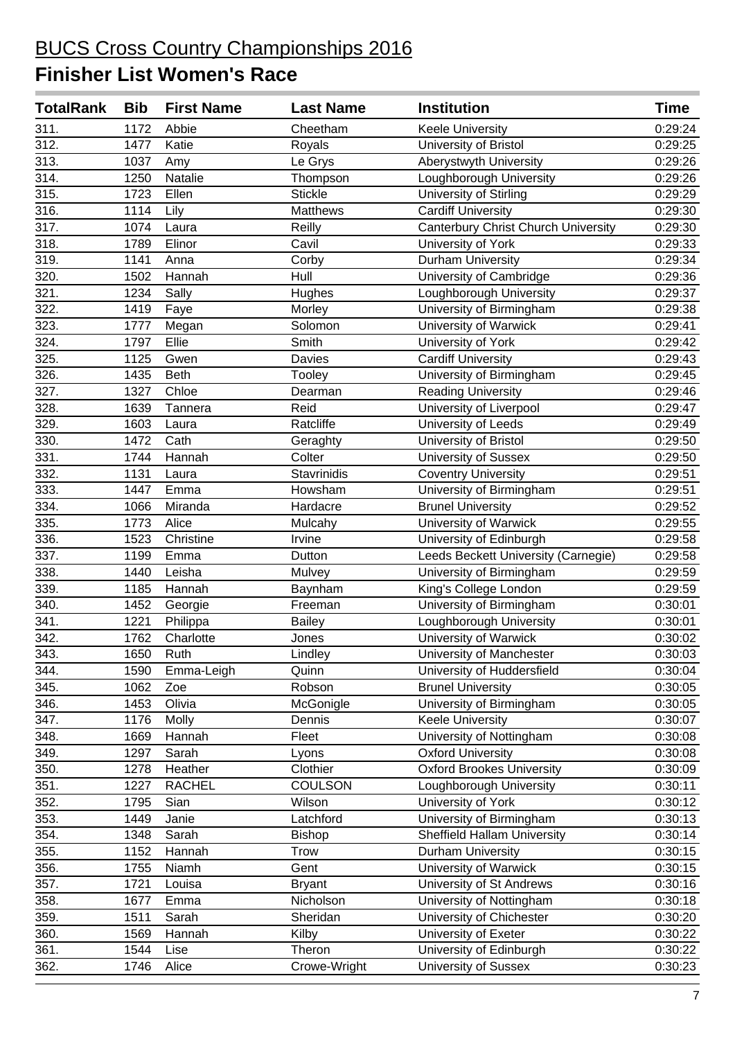# BUCS Cross Country Championships 2016

## Finisher List Women's Race

| TotalRank | Bib | First Name | Last Name | Institution | Time |
|---|---|---|---|---|---|
| 311. | 1172 | Abbie | Cheetham | Keele University | 0:29:24 |
| 312. | 1477 | Katie | Royals | University of Bristol | 0:29:25 |
| 313. | 1037 | Amy | Le Grys | Aberystwyth University | 0:29:26 |
| 314. | 1250 | Natalie | Thompson | Loughborough University | 0:29:26 |
| 315. | 1723 | Ellen | Stickle | University of Stirling | 0:29:29 |
| 316. | 1114 | Lily | Matthews | Cardiff University | 0:29:30 |
| 317. | 1074 | Laura | Reilly | Canterbury Christ Church University | 0:29:30 |
| 318. | 1789 | Elinor | Cavil | University of York | 0:29:33 |
| 319. | 1141 | Anna | Corby | Durham University | 0:29:34 |
| 320. | 1502 | Hannah | Hull | University of Cambridge | 0:29:36 |
| 321. | 1234 | Sally | Hughes | Loughborough University | 0:29:37 |
| 322. | 1419 | Faye | Morley | University of Birmingham | 0:29:38 |
| 323. | 1777 | Megan | Solomon | University of Warwick | 0:29:41 |
| 324. | 1797 | Ellie | Smith | University of York | 0:29:42 |
| 325. | 1125 | Gwen | Davies | Cardiff University | 0:29:43 |
| 326. | 1435 | Beth | Tooley | University of Birmingham | 0:29:45 |
| 327. | 1327 | Chloe | Dearman | Reading University | 0:29:46 |
| 328. | 1639 | Tannera | Reid | University of Liverpool | 0:29:47 |
| 329. | 1603 | Laura | Ratcliffe | University of Leeds | 0:29:49 |
| 330. | 1472 | Cath | Geraghty | University of Bristol | 0:29:50 |
| 331. | 1744 | Hannah | Colter | University of Sussex | 0:29:50 |
| 332. | 1131 | Laura | Stavrinidis | Coventry University | 0:29:51 |
| 333. | 1447 | Emma | Howsham | University of Birmingham | 0:29:51 |
| 334. | 1066 | Miranda | Hardacre | Brunel University | 0:29:52 |
| 335. | 1773 | Alice | Mulcahy | University of Warwick | 0:29:55 |
| 336. | 1523 | Christine | Irvine | University of Edinburgh | 0:29:58 |
| 337. | 1199 | Emma | Dutton | Leeds Beckett University (Carnegie) | 0:29:58 |
| 338. | 1440 | Leisha | Mulvey | University of Birmingham | 0:29:59 |
| 339. | 1185 | Hannah | Baynham | King's College London | 0:29:59 |
| 340. | 1452 | Georgie | Freeman | University of Birmingham | 0:30:01 |
| 341. | 1221 | Philippa | Bailey | Loughborough University | 0:30:01 |
| 342. | 1762 | Charlotte | Jones | University of Warwick | 0:30:02 |
| 343. | 1650 | Ruth | Lindley | University of Manchester | 0:30:03 |
| 344. | 1590 | Emma-Leigh | Quinn | University of Huddersfield | 0:30:04 |
| 345. | 1062 | Zoe | Robson | Brunel University | 0:30:05 |
| 346. | 1453 | Olivia | McGonigle | University of Birmingham | 0:30:05 |
| 347. | 1176 | Molly | Dennis | Keele University | 0:30:07 |
| 348. | 1669 | Hannah | Fleet | University of Nottingham | 0:30:08 |
| 349. | 1297 | Sarah | Lyons | Oxford University | 0:30:08 |
| 350. | 1278 | Heather | Clothier | Oxford Brookes University | 0:30:09 |
| 351. | 1227 | RACHEL | COULSON | Loughborough University | 0:30:11 |
| 352. | 1795 | Sian | Wilson | University of York | 0:30:12 |
| 353. | 1449 | Janie | Latchford | University of Birmingham | 0:30:13 |
| 354. | 1348 | Sarah | Bishop | Sheffield Hallam University | 0:30:14 |
| 355. | 1152 | Hannah | Trow | Durham University | 0:30:15 |
| 356. | 1755 | Niamh | Gent | University of Warwick | 0:30:15 |
| 357. | 1721 | Louisa | Bryant | University of St Andrews | 0:30:16 |
| 358. | 1677 | Emma | Nicholson | University of Nottingham | 0:30:18 |
| 359. | 1511 | Sarah | Sheridan | University of Chichester | 0:30:20 |
| 360. | 1569 | Hannah | Kilby | University of Exeter | 0:30:22 |
| 361. | 1544 | Lise | Theron | University of Edinburgh | 0:30:22 |
| 362. | 1746 | Alice | Crowe-Wright | University of Sussex | 0:30:23 |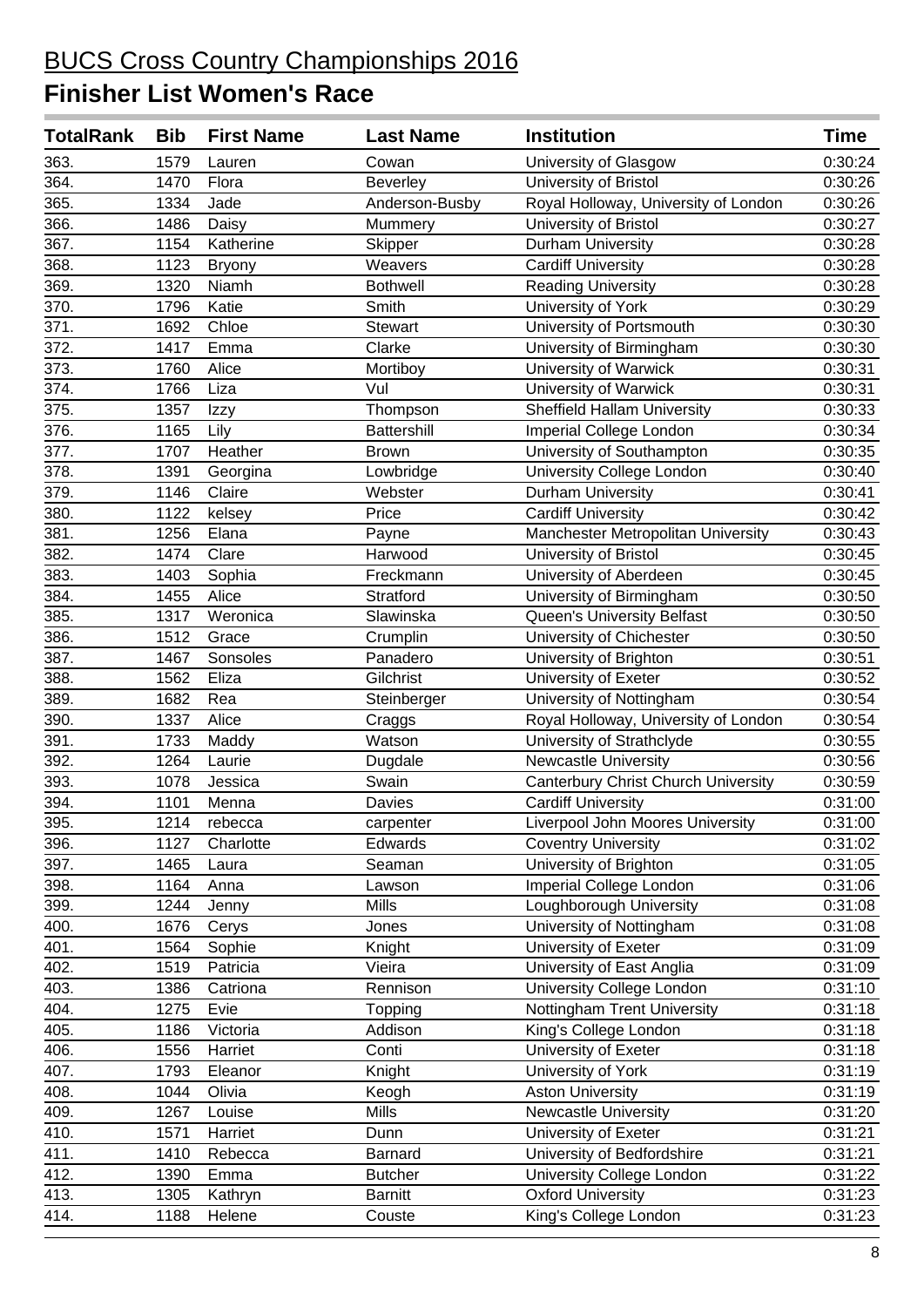# BUCS Cross Country Championships 2016

## Finisher List Women's Race

| TotalRank | Bib | First Name | Last Name | Institution | Time |
|---|---|---|---|---|---|
| 363. | 1579 | Lauren | Cowan | University of Glasgow | 0:30:24 |
| 364. | 1470 | Flora | Beverley | University of Bristol | 0:30:26 |
| 365. | 1334 | Jade | Anderson-Busby | Royal Holloway, University of London | 0:30:26 |
| 366. | 1486 | Daisy | Mummery | University of Bristol | 0:30:27 |
| 367. | 1154 | Katherine | Skipper | Durham University | 0:30:28 |
| 368. | 1123 | Bryony | Weavers | Cardiff University | 0:30:28 |
| 369. | 1320 | Niamh | Bothwell | Reading University | 0:30:28 |
| 370. | 1796 | Katie | Smith | University of York | 0:30:29 |
| 371. | 1692 | Chloe | Stewart | University of Portsmouth | 0:30:30 |
| 372. | 1417 | Emma | Clarke | University of Birmingham | 0:30:30 |
| 373. | 1760 | Alice | Mortiboy | University of Warwick | 0:30:31 |
| 374. | 1766 | Liza | Vul | University of Warwick | 0:30:31 |
| 375. | 1357 | Izzy | Thompson | Sheffield Hallam University | 0:30:33 |
| 376. | 1165 | Lily | Battershill | Imperial College London | 0:30:34 |
| 377. | 1707 | Heather | Brown | University of Southampton | 0:30:35 |
| 378. | 1391 | Georgina | Lowbridge | University College London | 0:30:40 |
| 379. | 1146 | Claire | Webster | Durham University | 0:30:41 |
| 380. | 1122 | kelsey | Price | Cardiff University | 0:30:42 |
| 381. | 1256 | Elana | Payne | Manchester Metropolitan University | 0:30:43 |
| 382. | 1474 | Clare | Harwood | University of Bristol | 0:30:45 |
| 383. | 1403 | Sophia | Freckmann | University of Aberdeen | 0:30:45 |
| 384. | 1455 | Alice | Stratford | University of Birmingham | 0:30:50 |
| 385. | 1317 | Weronica | Slawinska | Queen's University Belfast | 0:30:50 |
| 386. | 1512 | Grace | Crumplin | University of Chichester | 0:30:50 |
| 387. | 1467 | Sonsoles | Panadero | University of Brighton | 0:30:51 |
| 388. | 1562 | Eliza | Gilchrist | University of Exeter | 0:30:52 |
| 389. | 1682 | Rea | Steinberger | University of Nottingham | 0:30:54 |
| 390. | 1337 | Alice | Craggs | Royal Holloway, University of London | 0:30:54 |
| 391. | 1733 | Maddy | Watson | University of Strathclyde | 0:30:55 |
| 392. | 1264 | Laurie | Dugdale | Newcastle University | 0:30:56 |
| 393. | 1078 | Jessica | Swain | Canterbury Christ Church University | 0:30:59 |
| 394. | 1101 | Menna | Davies | Cardiff University | 0:31:00 |
| 395. | 1214 | rebecca | carpenter | Liverpool John Moores University | 0:31:00 |
| 396. | 1127 | Charlotte | Edwards | Coventry University | 0:31:02 |
| 397. | 1465 | Laura | Seaman | University of Brighton | 0:31:05 |
| 398. | 1164 | Anna | Lawson | Imperial College London | 0:31:06 |
| 399. | 1244 | Jenny | Mills | Loughborough University | 0:31:08 |
| 400. | 1676 | Cerys | Jones | University of Nottingham | 0:31:08 |
| 401. | 1564 | Sophie | Knight | University of Exeter | 0:31:09 |
| 402. | 1519 | Patricia | Vieira | University of East Anglia | 0:31:09 |
| 403. | 1386 | Catriona | Rennison | University College London | 0:31:10 |
| 404. | 1275 | Evie | Topping | Nottingham Trent University | 0:31:18 |
| 405. | 1186 | Victoria | Addison | King's College London | 0:31:18 |
| 406. | 1556 | Harriet | Conti | University of Exeter | 0:31:18 |
| 407. | 1793 | Eleanor | Knight | University of York | 0:31:19 |
| 408. | 1044 | Olivia | Keogh | Aston University | 0:31:19 |
| 409. | 1267 | Louise | Mills | Newcastle University | 0:31:20 |
| 410. | 1571 | Harriet | Dunn | University of Exeter | 0:31:21 |
| 411. | 1410 | Rebecca | Barnard | University of Bedfordshire | 0:31:21 |
| 412. | 1390 | Emma | Butcher | University College London | 0:31:22 |
| 413. | 1305 | Kathryn | Barnitt | Oxford University | 0:31:23 |
| 414. | 1188 | Helene | Couste | King's College London | 0:31:23 |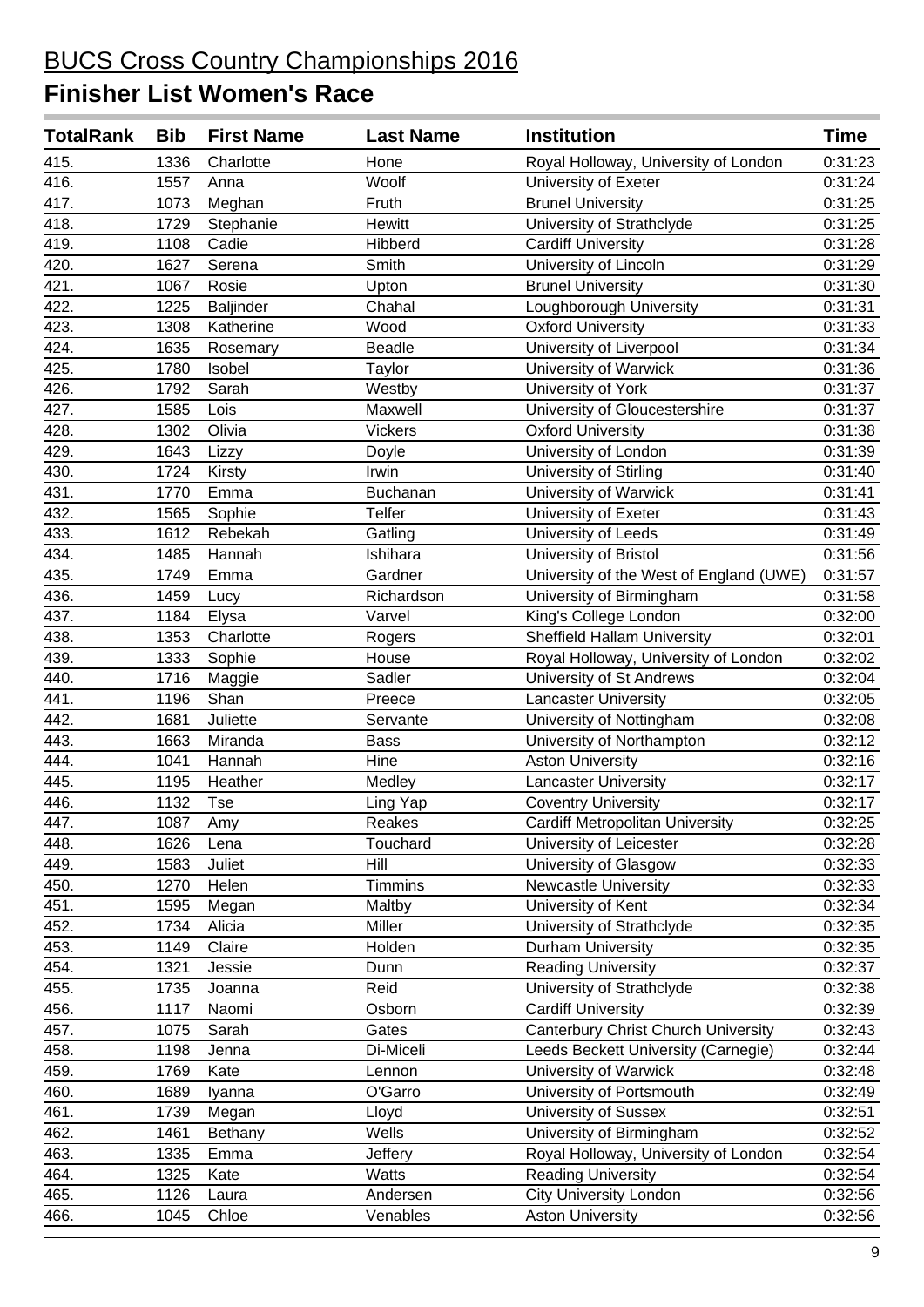# BUCS Cross Country Championships 2016

## Finisher List Women's Race

| TotalRank | Bib | First Name | Last Name | Institution | Time |
|---|---|---|---|---|---|
| 415. | 1336 | Charlotte | Hone | Royal Holloway, University of London | 0:31:23 |
| 416. | 1557 | Anna | Woolf | University of Exeter | 0:31:24 |
| 417. | 1073 | Meghan | Fruth | Brunel University | 0:31:25 |
| 418. | 1729 | Stephanie | Hewitt | University of Strathclyde | 0:31:25 |
| 419. | 1108 | Cadie | Hibberd | Cardiff University | 0:31:28 |
| 420. | 1627 | Serena | Smith | University of Lincoln | 0:31:29 |
| 421. | 1067 | Rosie | Upton | Brunel University | 0:31:30 |
| 422. | 1225 | Baljinder | Chahal | Loughborough University | 0:31:31 |
| 423. | 1308 | Katherine | Wood | Oxford University | 0:31:33 |
| 424. | 1635 | Rosemary | Beadle | University of Liverpool | 0:31:34 |
| 425. | 1780 | Isobel | Taylor | University of Warwick | 0:31:36 |
| 426. | 1792 | Sarah | Westby | University of York | 0:31:37 |
| 427. | 1585 | Lois | Maxwell | University of Gloucestershire | 0:31:37 |
| 428. | 1302 | Olivia | Vickers | Oxford University | 0:31:38 |
| 429. | 1643 | Lizzy | Doyle | University of London | 0:31:39 |
| 430. | 1724 | Kirsty | Irwin | University of Stirling | 0:31:40 |
| 431. | 1770 | Emma | Buchanan | University of Warwick | 0:31:41 |
| 432. | 1565 | Sophie | Telfer | University of Exeter | 0:31:43 |
| 433. | 1612 | Rebekah | Gatling | University of Leeds | 0:31:49 |
| 434. | 1485 | Hannah | Ishihara | University of Bristol | 0:31:56 |
| 435. | 1749 | Emma | Gardner | University of the West of England (UWE) | 0:31:57 |
| 436. | 1459 | Lucy | Richardson | University of Birmingham | 0:31:58 |
| 437. | 1184 | Elysa | Varvel | King's College London | 0:32:00 |
| 438. | 1353 | Charlotte | Rogers | Sheffield Hallam University | 0:32:01 |
| 439. | 1333 | Sophie | House | Royal Holloway, University of London | 0:32:02 |
| 440. | 1716 | Maggie | Sadler | University of St Andrews | 0:32:04 |
| 441. | 1196 | Shan | Preece | Lancaster University | 0:32:05 |
| 442. | 1681 | Juliette | Servante | University of Nottingham | 0:32:08 |
| 443. | 1663 | Miranda | Bass | University of Northampton | 0:32:12 |
| 444. | 1041 | Hannah | Hine | Aston University | 0:32:16 |
| 445. | 1195 | Heather | Medley | Lancaster University | 0:32:17 |
| 446. | 1132 | Tse | Ling Yap | Coventry University | 0:32:17 |
| 447. | 1087 | Amy | Reakes | Cardiff Metropolitan University | 0:32:25 |
| 448. | 1626 | Lena | Touchard | University of Leicester | 0:32:28 |
| 449. | 1583 | Juliet | Hill | University of Glasgow | 0:32:33 |
| 450. | 1270 | Helen | Timmins | Newcastle University | 0:32:33 |
| 451. | 1595 | Megan | Maltby | University of Kent | 0:32:34 |
| 452. | 1734 | Alicia | Miller | University of Strathclyde | 0:32:35 |
| 453. | 1149 | Claire | Holden | Durham University | 0:32:35 |
| 454. | 1321 | Jessie | Dunn | Reading University | 0:32:37 |
| 455. | 1735 | Joanna | Reid | University of Strathclyde | 0:32:38 |
| 456. | 1117 | Naomi | Osborn | Cardiff University | 0:32:39 |
| 457. | 1075 | Sarah | Gates | Canterbury Christ Church University | 0:32:43 |
| 458. | 1198 | Jenna | Di-Miceli | Leeds Beckett University (Carnegie) | 0:32:44 |
| 459. | 1769 | Kate | Lennon | University of Warwick | 0:32:48 |
| 460. | 1689 | Iyanna | O'Garro | University of Portsmouth | 0:32:49 |
| 461. | 1739 | Megan | Lloyd | University of Sussex | 0:32:51 |
| 462. | 1461 | Bethany | Wells | University of Birmingham | 0:32:52 |
| 463. | 1335 | Emma | Jeffery | Royal Holloway, University of London | 0:32:54 |
| 464. | 1325 | Kate | Watts | Reading University | 0:32:54 |
| 465. | 1126 | Laura | Andersen | City University London | 0:32:56 |
| 466. | 1045 | Chloe | Venables | Aston University | 0:32:56 |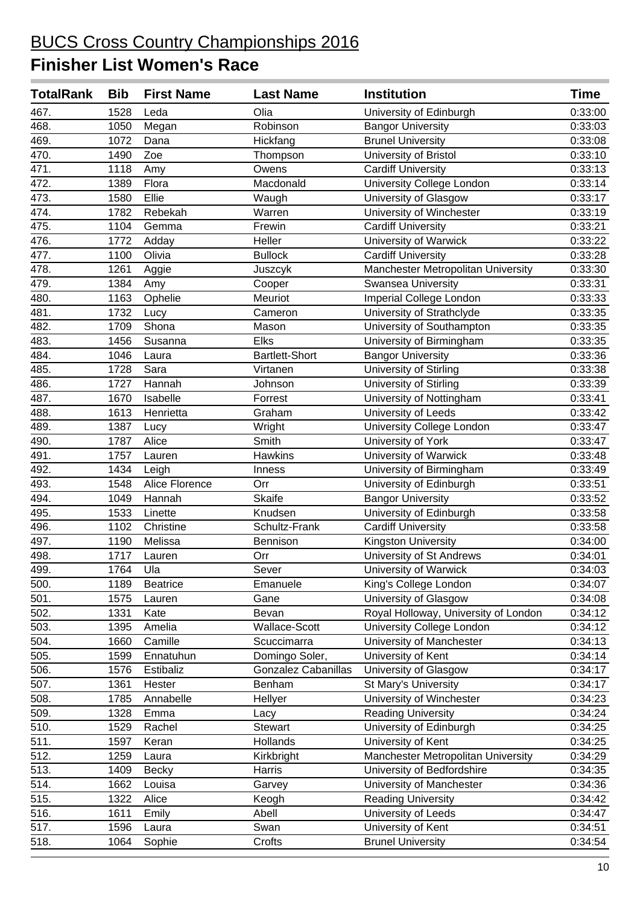# BUCS Cross Country Championships 2016

## Finisher List Women's Race

| TotalRank | Bib | First Name | Last Name | Institution | Time |
|---|---|---|---|---|---|
| 467. | 1528 | Leda | Olia | University of Edinburgh | 0:33:00 |
| 468. | 1050 | Megan | Robinson | Bangor University | 0:33:03 |
| 469. | 1072 | Dana | Hickfang | Brunel University | 0:33:08 |
| 470. | 1490 | Zoe | Thompson | University of Bristol | 0:33:10 |
| 471. | 1118 | Amy | Owens | Cardiff University | 0:33:13 |
| 472. | 1389 | Flora | Macdonald | University College London | 0:33:14 |
| 473. | 1580 | Ellie | Waugh | University of Glasgow | 0:33:17 |
| 474. | 1782 | Rebekah | Warren | University of Winchester | 0:33:19 |
| 475. | 1104 | Gemma | Frewin | Cardiff University | 0:33:21 |
| 476. | 1772 | Adday | Heller | University of Warwick | 0:33:22 |
| 477. | 1100 | Olivia | Bullock | Cardiff University | 0:33:28 |
| 478. | 1261 | Aggie | Juszcyk | Manchester Metropolitan University | 0:33:30 |
| 479. | 1384 | Amy | Cooper | Swansea University | 0:33:31 |
| 480. | 1163 | Ophelie | Meuriot | Imperial College London | 0:33:33 |
| 481. | 1732 | Lucy | Cameron | University of Strathclyde | 0:33:35 |
| 482. | 1709 | Shona | Mason | University of Southampton | 0:33:35 |
| 483. | 1456 | Susanna | Elks | University of Birmingham | 0:33:35 |
| 484. | 1046 | Laura | Bartlett-Short | Bangor University | 0:33:36 |
| 485. | 1728 | Sara | Virtanen | University of Stirling | 0:33:38 |
| 486. | 1727 | Hannah | Johnson | University of Stirling | 0:33:39 |
| 487. | 1670 | Isabelle | Forrest | University of Nottingham | 0:33:41 |
| 488. | 1613 | Henrietta | Graham | University of Leeds | 0:33:42 |
| 489. | 1387 | Lucy | Wright | University College London | 0:33:47 |
| 490. | 1787 | Alice | Smith | University of York | 0:33:47 |
| 491. | 1757 | Lauren | Hawkins | University of Warwick | 0:33:48 |
| 492. | 1434 | Leigh | Inness | University of Birmingham | 0:33:49 |
| 493. | 1548 | Alice Florence | Orr | University of Edinburgh | 0:33:51 |
| 494. | 1049 | Hannah | Skaife | Bangor University | 0:33:52 |
| 495. | 1533 | Linette | Knudsen | University of Edinburgh | 0:33:58 |
| 496. | 1102 | Christine | Schultz-Frank | Cardiff University | 0:33:58 |
| 497. | 1190 | Melissa | Bennison | Kingston University | 0:34:00 |
| 498. | 1717 | Lauren | Orr | University of St Andrews | 0:34:01 |
| 499. | 1764 | Ula | Sever | University of Warwick | 0:34:03 |
| 500. | 1189 | Beatrice | Emanuele | King's College London | 0:34:07 |
| 501. | 1575 | Lauren | Gane | University of Glasgow | 0:34:08 |
| 502. | 1331 | Kate | Bevan | Royal Holloway, University of London | 0:34:12 |
| 503. | 1395 | Amelia | Wallace-Scott | University College London | 0:34:12 |
| 504. | 1660 | Camille | Scuccimarra | University of Manchester | 0:34:13 |
| 505. | 1599 | Ennatuhun | Domingo Soler, | University of Kent | 0:34:14 |
| 506. | 1576 | Estibaliz | Gonzalez Cabanillas | University of Glasgow | 0:34:17 |
| 507. | 1361 | Hester | Benham | St Mary's University | 0:34:17 |
| 508. | 1785 | Annabelle | Hellyer | University of Winchester | 0:34:23 |
| 509. | 1328 | Emma | Lacy | Reading University | 0:34:24 |
| 510. | 1529 | Rachel | Stewart | University of Edinburgh | 0:34:25 |
| 511. | 1597 | Keran | Hollands | University of Kent | 0:34:25 |
| 512. | 1259 | Laura | Kirkbright | Manchester Metropolitan University | 0:34:29 |
| 513. | 1409 | Becky | Harris | University of Bedfordshire | 0:34:35 |
| 514. | 1662 | Louisa | Garvey | University of Manchester | 0:34:36 |
| 515. | 1322 | Alice | Keogh | Reading University | 0:34:42 |
| 516. | 1611 | Emily | Abell | University of Leeds | 0:34:47 |
| 517. | 1596 | Laura | Swan | University of Kent | 0:34:51 |
| 518. | 1064 | Sophie | Crofts | Brunel University | 0:34:54 |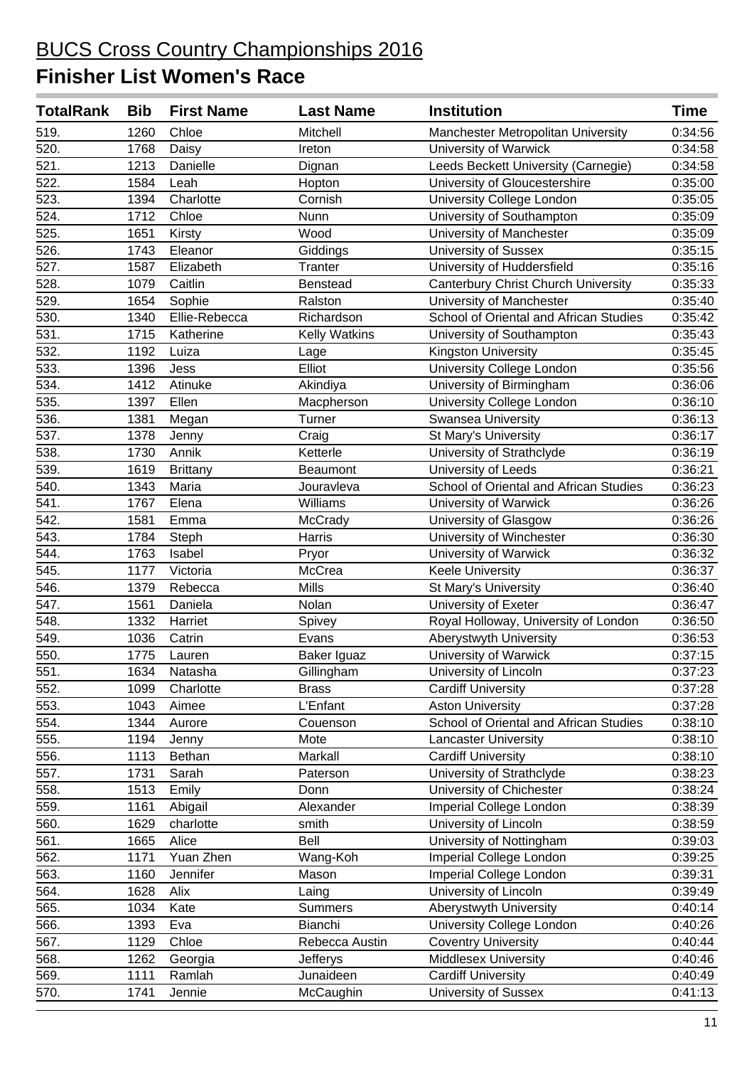# BUCS Cross Country Championships 2016

## Finisher List Women's Race

| TotalRank | Bib | First Name | Last Name | Institution | Time |
|---|---|---|---|---|---|
| 519. | 1260 | Chloe | Mitchell | Manchester Metropolitan University | 0:34:56 |
| 520. | 1768 | Daisy | Ireton | University of Warwick | 0:34:58 |
| 521. | 1213 | Danielle | Dignan | Leeds Beckett University (Carnegie) | 0:34:58 |
| 522. | 1584 | Leah | Hopton | University of Gloucestershire | 0:35:00 |
| 523. | 1394 | Charlotte | Cornish | University College London | 0:35:05 |
| 524. | 1712 | Chloe | Nunn | University of Southampton | 0:35:09 |
| 525. | 1651 | Kirsty | Wood | University of Manchester | 0:35:09 |
| 526. | 1743 | Eleanor | Giddings | University of Sussex | 0:35:15 |
| 527. | 1587 | Elizabeth | Tranter | University of Huddersfield | 0:35:16 |
| 528. | 1079 | Caitlin | Benstead | Canterbury Christ Church University | 0:35:33 |
| 529. | 1654 | Sophie | Ralston | University of Manchester | 0:35:40 |
| 530. | 1340 | Ellie-Rebecca | Richardson | School of Oriental and African Studies | 0:35:42 |
| 531. | 1715 | Katherine | Kelly Watkins | University of Southampton | 0:35:43 |
| 532. | 1192 | Luiza | Lage | Kingston University | 0:35:45 |
| 533. | 1396 | Jess | Elliot | University College London | 0:35:56 |
| 534. | 1412 | Atinuke | Akindiya | University of Birmingham | 0:36:06 |
| 535. | 1397 | Ellen | Macpherson | University College London | 0:36:10 |
| 536. | 1381 | Megan | Turner | Swansea University | 0:36:13 |
| 537. | 1378 | Jenny | Craig | St Mary's University | 0:36:17 |
| 538. | 1730 | Annik | Ketterle | University of Strathclyde | 0:36:19 |
| 539. | 1619 | Brittany | Beaumont | University of Leeds | 0:36:21 |
| 540. | 1343 | Maria | Jouravleva | School of Oriental and African Studies | 0:36:23 |
| 541. | 1767 | Elena | Williams | University of Warwick | 0:36:26 |
| 542. | 1581 | Emma | McCrady | University of Glasgow | 0:36:26 |
| 543. | 1784 | Steph | Harris | University of Winchester | 0:36:30 |
| 544. | 1763 | Isabel | Pryor | University of Warwick | 0:36:32 |
| 545. | 1177 | Victoria | McCrea | Keele University | 0:36:37 |
| 546. | 1379 | Rebecca | Mills | St Mary's University | 0:36:40 |
| 547. | 1561 | Daniela | Nolan | University of Exeter | 0:36:47 |
| 548. | 1332 | Harriet | Spivey | Royal Holloway, University of London | 0:36:50 |
| 549. | 1036 | Catrin | Evans | Aberystwyth University | 0:36:53 |
| 550. | 1775 | Lauren | Baker Iguaz | University of Warwick | 0:37:15 |
| 551. | 1634 | Natasha | Gillingham | University of Lincoln | 0:37:23 |
| 552. | 1099 | Charlotte | Brass | Cardiff University | 0:37:28 |
| 553. | 1043 | Aimee | L'Enfant | Aston University | 0:37:28 |
| 554. | 1344 | Aurore | Couenson | School of Oriental and African Studies | 0:38:10 |
| 555. | 1194 | Jenny | Mote | Lancaster University | 0:38:10 |
| 556. | 1113 | Bethan | Markall | Cardiff University | 0:38:10 |
| 557. | 1731 | Sarah | Paterson | University of Strathclyde | 0:38:23 |
| 558. | 1513 | Emily | Donn | University of Chichester | 0:38:24 |
| 559. | 1161 | Abigail | Alexander | Imperial College London | 0:38:39 |
| 560. | 1629 | charlotte | smith | University of Lincoln | 0:38:59 |
| 561. | 1665 | Alice | Bell | University of Nottingham | 0:39:03 |
| 562. | 1171 | Yuan Zhen | Wang-Koh | Imperial College London | 0:39:25 |
| 563. | 1160 | Jennifer | Mason | Imperial College London | 0:39:31 |
| 564. | 1628 | Alix | Laing | University of Lincoln | 0:39:49 |
| 565. | 1034 | Kate | Summers | Aberystwyth University | 0:40:14 |
| 566. | 1393 | Eva | Bianchi | University College London | 0:40:26 |
| 567. | 1129 | Chloe | Rebecca Austin | Coventry University | 0:40:44 |
| 568. | 1262 | Georgia | Jefferys | Middlesex University | 0:40:46 |
| 569. | 1111 | Ramlah | Junaideen | Cardiff University | 0:40:49 |
| 570. | 1741 | Jennie | McCaughin | University of Sussex | 0:41:13 |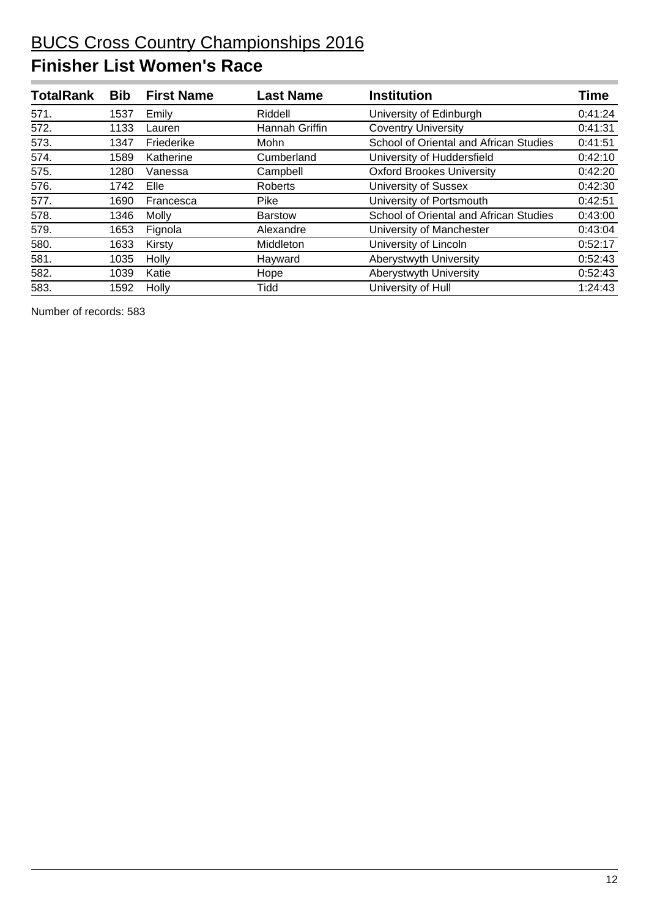# BUCS Cross Country Championships 2016

## Finisher List Women's Race

| TotalRank | Bib | First Name | Last Name | Institution | Time |
|---|---|---|---|---|---|
| 571. | 1537 | Emily | Riddell | University of Edinburgh | 0:41:24 |
| 572. | 1133 | Lauren | Hannah Griffin | Coventry University | 0:41:31 |
| 573. | 1347 | Friederike | Mohn | School of Oriental and African Studies | 0:41:51 |
| 574. | 1589 | Katherine | Cumberland | University of Huddersfield | 0:42:10 |
| 575. | 1280 | Vanessa | Campbell | Oxford Brookes University | 0:42:20 |
| 576. | 1742 | Elle | Roberts | University of Sussex | 0:42:30 |
| 577. | 1690 | Francesca | Pike | University of Portsmouth | 0:42:51 |
| 578. | 1346 | Molly | Barstow | School of Oriental and African Studies | 0:43:00 |
| 579. | 1653 | Fignola | Alexandre | University of Manchester | 0:43:04 |
| 580. | 1633 | Kirsty | Middleton | University of Lincoln | 0:52:17 |
| 581. | 1035 | Holly | Hayward | Aberystwyth University | 0:52:43 |
| 582. | 1039 | Katie | Hope | Aberystwyth University | 0:52:43 |
| 583. | 1592 | Holly | Tidd | University of Hull | 1:24:43 |

Number of records: 583